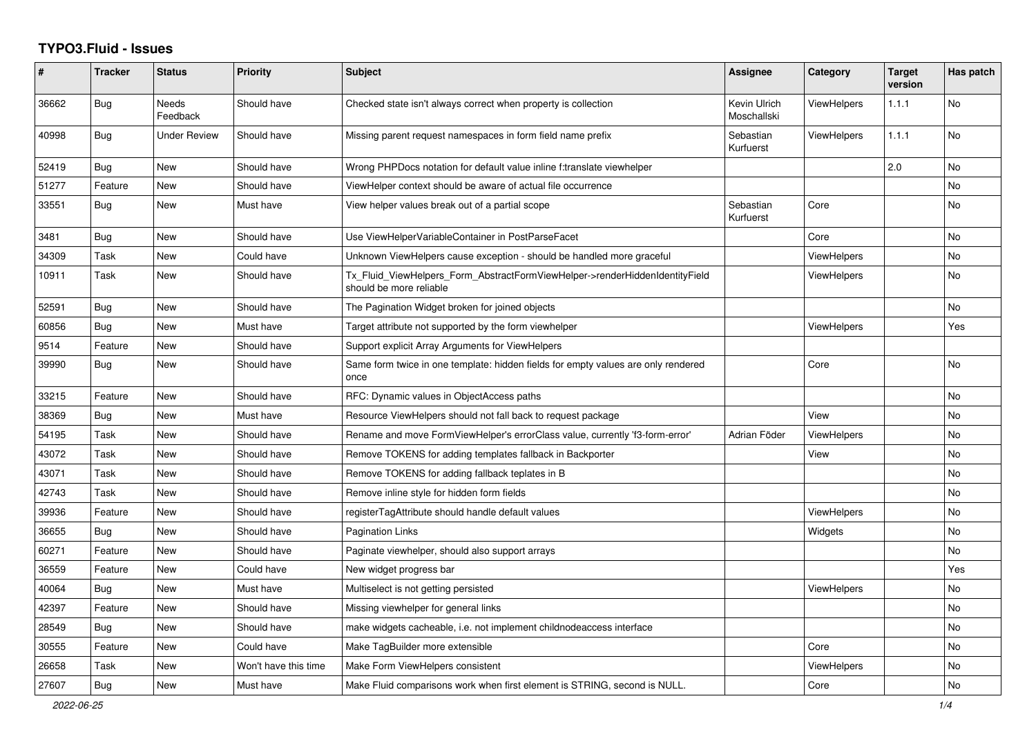# TYPO3.Fluid - Issues

| # | Tracker | Status | Priority | Subject | Assignee | Category | Target version | Has patch |
|---|---|---|---|---|---|---|---|---|
| 36662 | Bug | Needs Feedback | Should have | Checked state isn't always correct when property is collection | Kevin Ulrich Moschallski | ViewHelpers | 1.1.1 | No |
| 40998 | Bug | Under Review | Should have | Missing parent request namespaces in form field name prefix | Sebastian Kurfuerst | ViewHelpers | 1.1.1 | No |
| 52419 | Bug | New | Should have | Wrong PHPDocs notation for default value inline f:translate viewhelper | | | 2.0 | No |
| 51277 | Feature | New | Should have | ViewHelper context should be aware of actual file occurrence | | | | No |
| 33551 | Bug | New | Must have | View helper values break out of a partial scope | Sebastian Kurfuerst | Core | | No |
| 3481 | Bug | New | Should have | Use ViewHelperVariableContainer in PostParseFacet | | Core | | No |
| 34309 | Task | New | Could have | Unknown ViewHelpers cause exception - should be handled more graceful | | ViewHelpers | | No |
| 10911 | Task | New | Should have | Tx_Fluid_ViewHelpers_Form_AbstractFormViewHelper->renderHiddenIdentityField should be more reliable | | ViewHelpers | | No |
| 52591 | Bug | New | Should have | The Pagination Widget broken for joined objects | | | | No |
| 60856 | Bug | New | Must have | Target attribute not supported by the form viewhelper | | ViewHelpers | | Yes |
| 9514 | Feature | New | Should have | Support explicit Array Arguments for ViewHelpers | | | | |
| 39990 | Bug | New | Should have | Same form twice in one template: hidden fields for empty values are only rendered once | | Core | | No |
| 33215 | Feature | New | Should have | RFC: Dynamic values in ObjectAccess paths | | | | No |
| 38369 | Bug | New | Must have | Resource ViewHelpers should not fall back to request package | | View | | No |
| 54195 | Task | New | Should have | Rename and move FormViewHelper's errorClass value, currently 'f3-form-error' | Adrian Föder | ViewHelpers | | No |
| 43072 | Task | New | Should have | Remove TOKENS for adding templates fallback in Backporter | | View | | No |
| 43071 | Task | New | Should have | Remove TOKENS for adding fallback teplates in B | | | | No |
| 42743 | Task | New | Should have | Remove inline style for hidden form fields | | | | No |
| 39936 | Feature | New | Should have | registerTagAttribute should handle default values | | ViewHelpers | | No |
| 36655 | Bug | New | Should have | Pagination Links | | Widgets | | No |
| 60271 | Feature | New | Should have | Paginate viewhelper, should also support arrays | | | | No |
| 36559 | Feature | New | Could have | New widget progress bar | | | | Yes |
| 40064 | Bug | New | Must have | Multiselect is not getting persisted | | ViewHelpers | | No |
| 42397 | Feature | New | Should have | Missing viewhelper for general links | | | | No |
| 28549 | Bug | New | Should have | make widgets cacheable, i.e. not implement childnodeaccess interface | | | | No |
| 30555 | Feature | New | Could have | Make TagBuilder more extensible | | Core | | No |
| 26658 | Task | New | Won't have this time | Make Form ViewHelpers consistent | | ViewHelpers | | No |
| 27607 | Bug | New | Must have | Make Fluid comparisons work when first element is STRING, second is NULL. | | Core | | No |

2022-06-25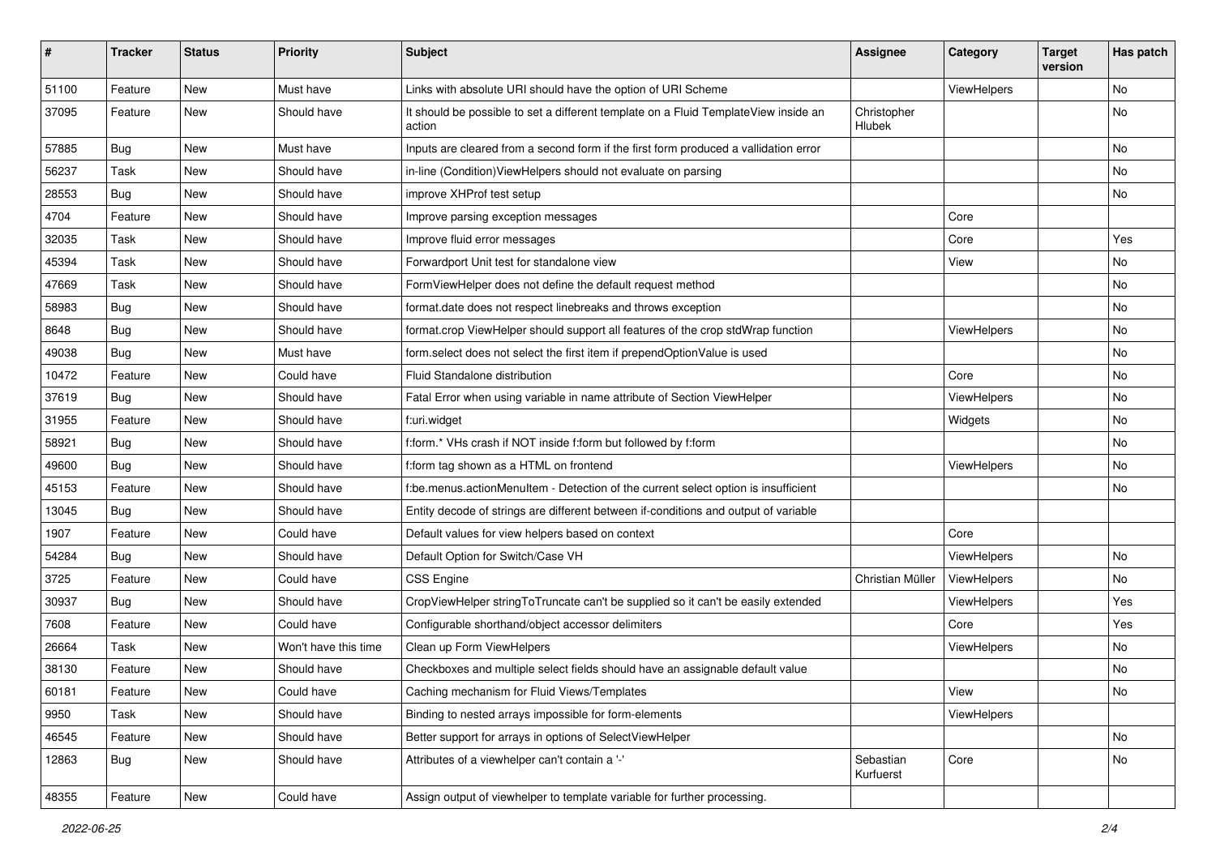| # | Tracker | Status | Priority | Subject | Assignee | Category | Target version | Has patch |
|---|---|---|---|---|---|---|---|---|
| 51100 | Feature | New | Must have | Links with absolute URI should have the option of URI Scheme | | ViewHelpers | | No |
| 37095 | Feature | New | Should have | It should be possible to set a different template on a Fluid TemplateView inside an action | Christopher Hlubek | | | No |
| 57885 | Bug | New | Must have | Inputs are cleared from a second form if the first form produced a vallidation error | | | | No |
| 56237 | Task | New | Should have | in-line (Condition)ViewHelpers should not evaluate on parsing | | | | No |
| 28553 | Bug | New | Should have | improve XHProf test setup | | | | No |
| 4704 | Feature | New | Should have | Improve parsing exception messages | | Core | | |
| 32035 | Task | New | Should have | Improve fluid error messages | | Core | | Yes |
| 45394 | Task | New | Should have | Forwardport Unit test for standalone view | | View | | No |
| 47669 | Task | New | Should have | FormViewHelper does not define the default request method | | | | No |
| 58983 | Bug | New | Should have | format.date does not respect linebreaks and throws exception | | | | No |
| 8648 | Bug | New | Should have | format.crop ViewHelper should support all features of the crop stdWrap function | | ViewHelpers | | No |
| 49038 | Bug | New | Must have | form.select does not select the first item if prependOptionValue is used | | | | No |
| 10472 | Feature | New | Could have | Fluid Standalone distribution | | Core | | No |
| 37619 | Bug | New | Should have | Fatal Error when using variable in name attribute of Section ViewHelper | | ViewHelpers | | No |
| 31955 | Feature | New | Should have | f:uri.widget | | Widgets | | No |
| 58921 | Bug | New | Should have | f:form.* VHs crash if NOT inside f:form but followed by f:form | | | | No |
| 49600 | Bug | New | Should have | f:form tag shown as a HTML on frontend | | ViewHelpers | | No |
| 45153 | Feature | New | Should have | f:be.menus.actionMenuItem - Detection of the current select option is insufficient | | | | No |
| 13045 | Bug | New | Should have | Entity decode of strings are different between if-conditions and output of variable | | | | |
| 1907 | Feature | New | Could have | Default values for view helpers based on context | | Core | | |
| 54284 | Bug | New | Should have | Default Option for Switch/Case VH | | ViewHelpers | | No |
| 3725 | Feature | New | Could have | CSS Engine | Christian Müller | ViewHelpers | | No |
| 30937 | Bug | New | Should have | CropViewHelper stringToTruncate can't be supplied so it can't be easily extended | | ViewHelpers | | Yes |
| 7608 | Feature | New | Could have | Configurable shorthand/object accessor delimiters | | Core | | Yes |
| 26664 | Task | New | Won't have this time | Clean up Form ViewHelpers | | ViewHelpers | | No |
| 38130 | Feature | New | Should have | Checkboxes and multiple select fields should have an assignable default value | | | | No |
| 60181 | Feature | New | Could have | Caching mechanism for Fluid Views/Templates | | View | | No |
| 9950 | Task | New | Should have | Binding to nested arrays impossible for form-elements | | ViewHelpers | | |
| 46545 | Feature | New | Should have | Better support for arrays in options of SelectViewHelper | | | | No |
| 12863 | Bug | New | Should have | Attributes of a viewhelper can't contain a '-' | Sebastian Kurfuerst | Core | | No |
| 48355 | Feature | New | Could have | Assign output of viewhelper to template variable for further processing. | | | | |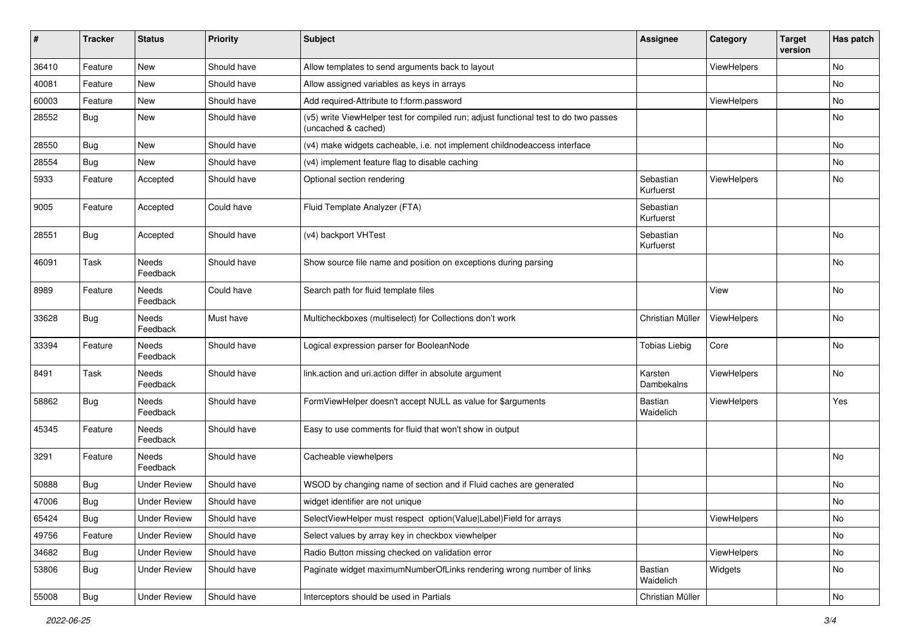| # | Tracker | Status | Priority | Subject | Assignee | Category | Target version | Has patch |
|---|---|---|---|---|---|---|---|---|
| 36410 | Feature | New | Should have | Allow templates to send arguments back to layout | | ViewHelpers | | No |
| 40081 | Feature | New | Should have | Allow assigned variables as keys in arrays | | | | No |
| 60003 | Feature | New | Should have | Add required-Attribute to f:form.password | | ViewHelpers | | No |
| 28552 | Bug | New | Should have | (v5) write ViewHelper test for compiled run; adjust functional test to do two passes (uncached & cached) | | | | No |
| 28550 | Bug | New | Should have | (v4) make widgets cacheable, i.e. not implement childnodeaccess interface | | | | No |
| 28554 | Bug | New | Should have | (v4) implement feature flag to disable caching | | | | No |
| 5933 | Feature | Accepted | Should have | Optional section rendering | Sebastian Kurfuerst | ViewHelpers | | No |
| 9005 | Feature | Accepted | Could have | Fluid Template Analyzer (FTA) | Sebastian Kurfuerst | | | |
| 28551 | Bug | Accepted | Should have | (v4) backport VHTest | Sebastian Kurfuerst | | | No |
| 46091 | Task | Needs Feedback | Should have | Show source file name and position on exceptions during parsing | | | | No |
| 8989 | Feature | Needs Feedback | Could have | Search path for fluid template files | | View | | No |
| 33628 | Bug | Needs Feedback | Must have | Multicheckboxes (multiselect) for Collections don't work | Christian Müller | ViewHelpers | | No |
| 33394 | Feature | Needs Feedback | Should have | Logical expression parser for BooleanNode | Tobias Liebig | Core | | No |
| 8491 | Task | Needs Feedback | Should have | link.action and uri.action differ in absolute argument | Karsten Dambekalns | ViewHelpers | | No |
| 58862 | Bug | Needs Feedback | Should have | FormViewHelper doesn't accept NULL as value for $arguments | Bastian Waidelich | ViewHelpers | | Yes |
| 45345 | Feature | Needs Feedback | Should have | Easy to use comments for fluid that won't show in output | | | | |
| 3291 | Feature | Needs Feedback | Should have | Cacheable viewhelpers | | | | No |
| 50888 | Bug | Under Review | Should have | WSOD by changing name of section and if Fluid caches are generated | | | | No |
| 47006 | Bug | Under Review | Should have | widget identifier are not unique | | | | No |
| 65424 | Bug | Under Review | Should have | SelectViewHelper must respect option(Value\|Label)Field for arrays | | ViewHelpers | | No |
| 49756 | Feature | Under Review | Should have | Select values by array key in checkbox viewhelper | | | | No |
| 34682 | Bug | Under Review | Should have | Radio Button missing checked on validation error | | ViewHelpers | | No |
| 53806 | Bug | Under Review | Should have | Paginate widget maximumNumberOfLinks rendering wrong number of links | Bastian Waidelich | Widgets | | No |
| 55008 | Bug | Under Review | Should have | Interceptors should be used in Partials | Christian Müller | | | No |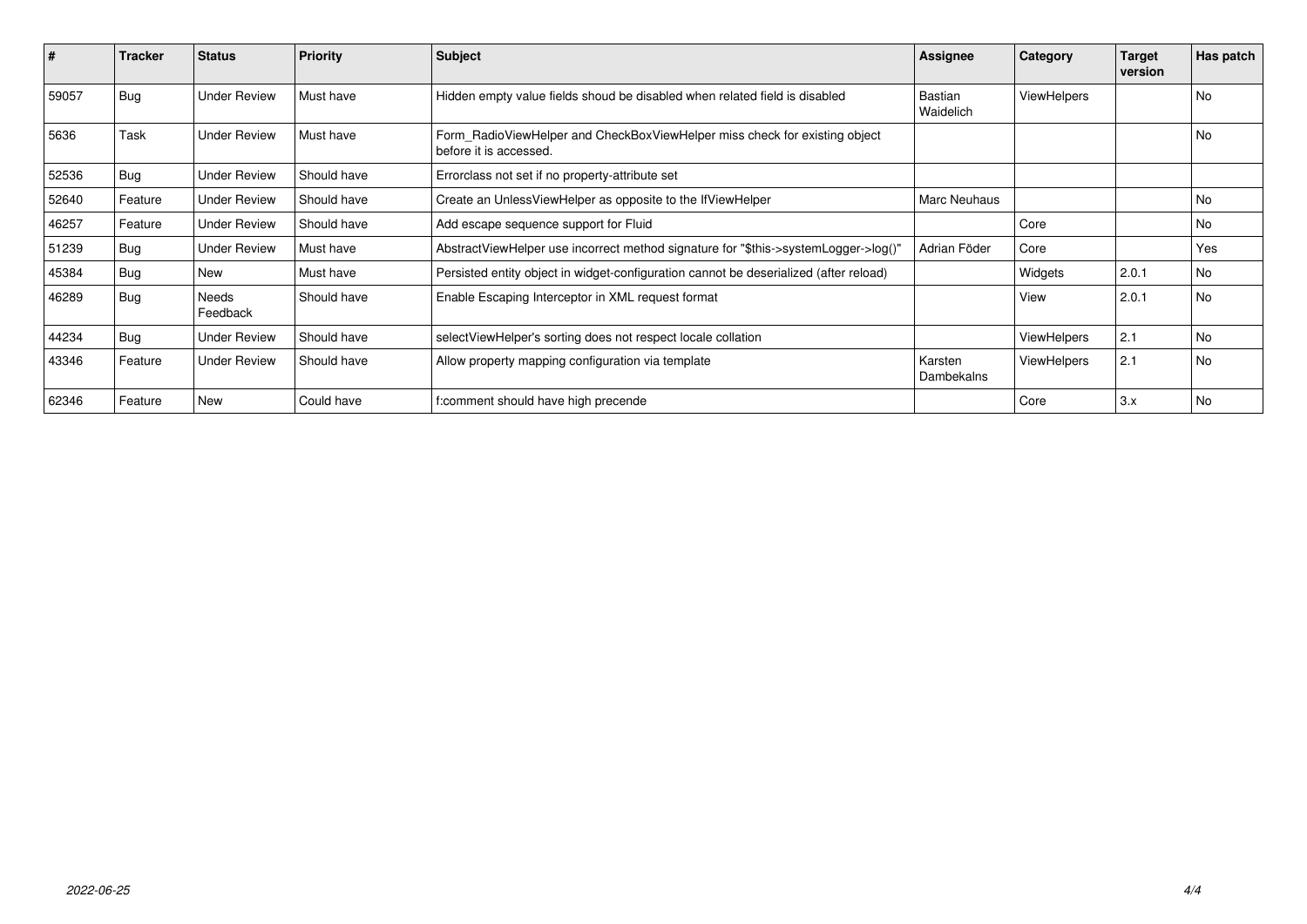| # | Tracker | Status | Priority | Subject | Assignee | Category | Target version | Has patch |
|---|---|---|---|---|---|---|---|---|
| 59057 | Bug | Under Review | Must have | Hidden empty value fields shoud be disabled when related field is disabled | Bastian Waidelich | ViewHelpers | | No |
| 5636 | Task | Under Review | Must have | Form_RadioViewHelper and CheckBoxViewHelper miss check for existing object before it is accessed. | | | | No |
| 52536 | Bug | Under Review | Should have | Errorclass not set if no property-attribute set | | | | |
| 52640 | Feature | Under Review | Should have | Create an UnlessViewHelper as opposite to the IfViewHelper | Marc Neuhaus | | | No |
| 46257 | Feature | Under Review | Should have | Add escape sequence support for Fluid | | Core | | No |
| 51239 | Bug | Under Review | Must have | AbstractViewHelper use incorrect method signature for "$this->systemLogger->log()" | Adrian Föder | Core | | Yes |
| 45384 | Bug | New | Must have | Persisted entity object in widget-configuration cannot be deserialized (after reload) | | Widgets | 2.0.1 | No |
| 46289 | Bug | Needs Feedback | Should have | Enable Escaping Interceptor in XML request format | | View | 2.0.1 | No |
| 44234 | Bug | Under Review | Should have | selectViewHelper's sorting does not respect locale collation | | ViewHelpers | 2.1 | No |
| 43346 | Feature | Under Review | Should have | Allow property mapping configuration via template | Karsten Dambekalns | ViewHelpers | 2.1 | No |
| 62346 | Feature | New | Could have | f:comment should have high precende | | Core | 3.x | No |

*2022-06-25*